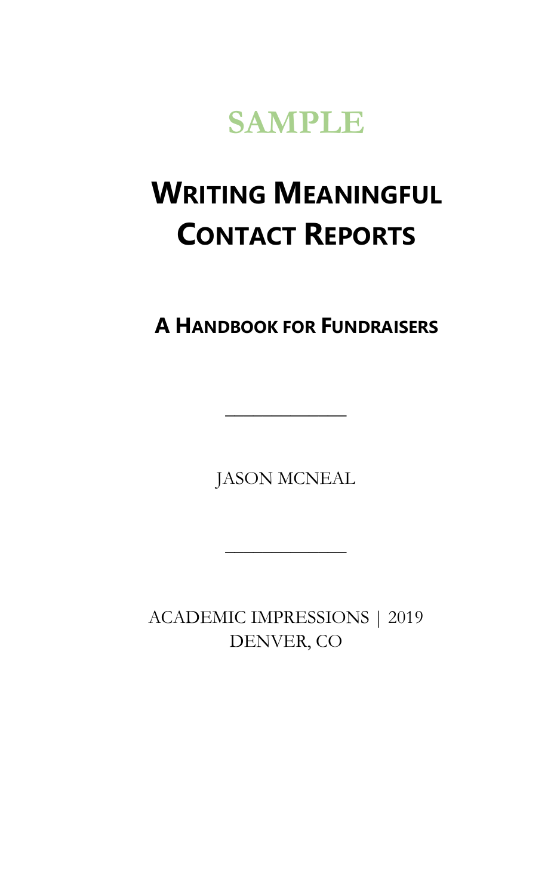SAMPLE

# Writing Meaningful Contact Reports

## A Handbook for Fundraisers

---

JASON MCNEAL

---

ACADEMIC IMPRESSIONS | 2019
DENVER, CO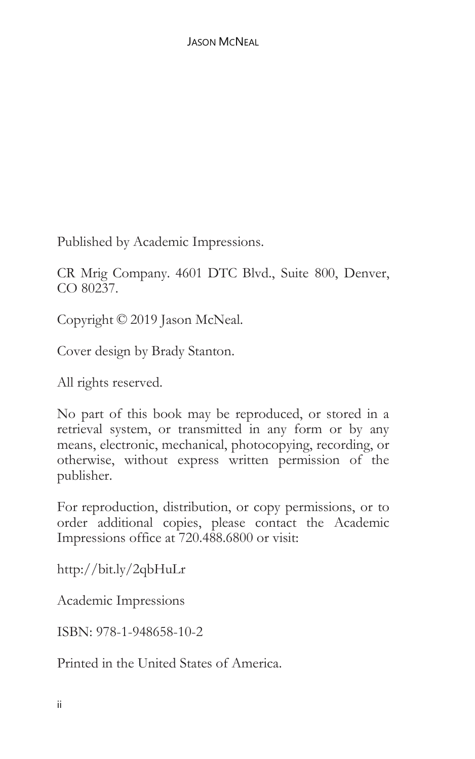Published by Academic Impressions.

CR Mrig Company. 4601 DTC Blvd., Suite 800, Denver, CO 80237.

Copyright © 2019 Jason McNeal.

Cover design by Brady Stanton.

All rights reserved.

No part of this book may be reproduced, or stored in a retrieval system, or transmitted in any form or by any means, electronic, mechanical, photocopying, recording, or otherwise, without express written permission of the publisher.

For reproduction, distribution, or copy permissions, or to order additional copies, please contact the Academic Impressions office at 720.488.6800 or visit:

http://bit.ly/2qbHuLr

Academic Impressions

ISBN: 978-1-948658-10-2

Printed in the United States of America.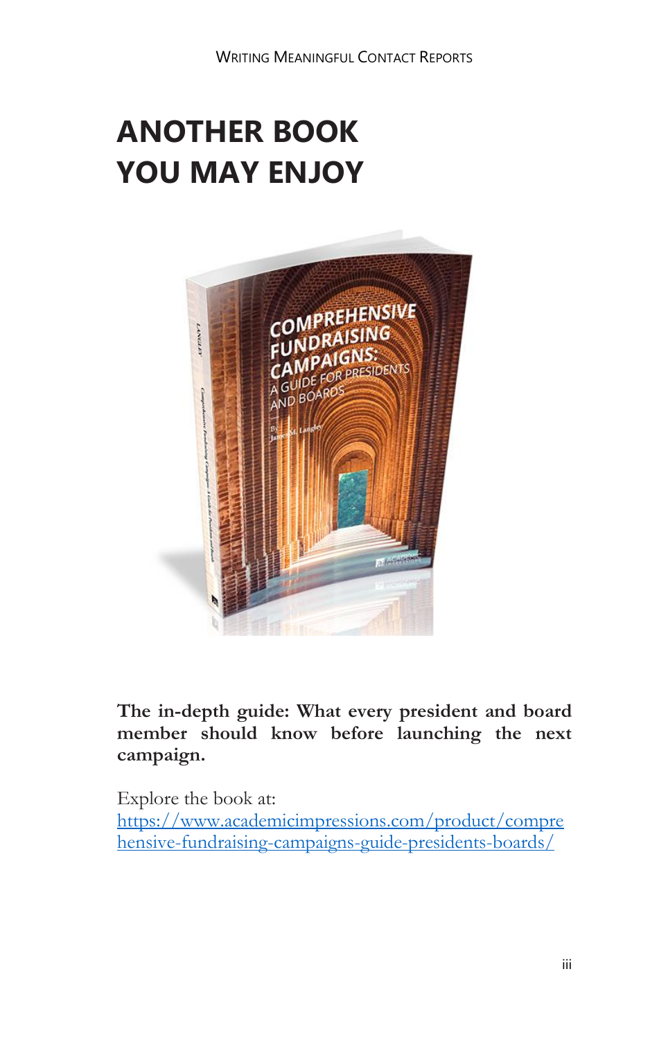# ANOTHER BOOK YOU MAY ENJOY

**The in-depth guide: What every president and board member should know before launching the next campaign.**

Explore the book at:
https://www.academicimpressions.com/product/comprehensive-fundraising-campaigns-guide-presidents-boards/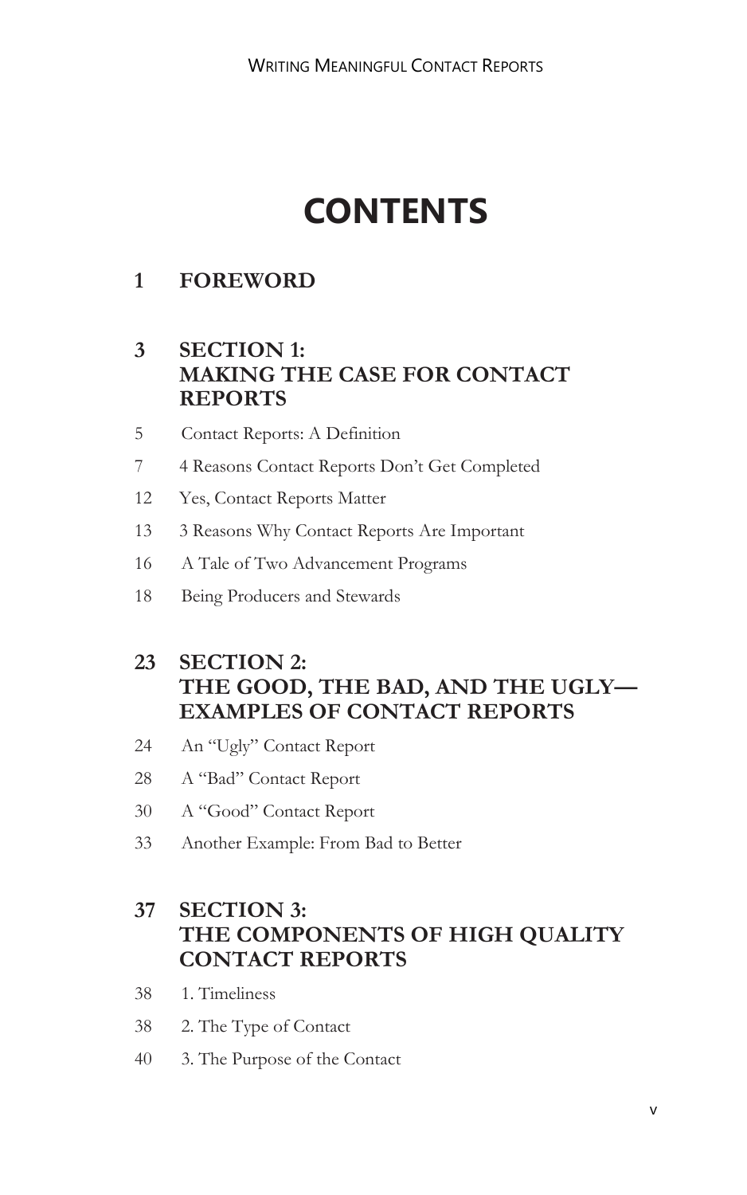# CONTENTS

**1 FOREWORD**

**3 SECTION 1: MAKING THE CASE FOR CONTACT REPORTS**

5 Contact Reports: A Definition

7 4 Reasons Contact Reports Don't Get Completed

12 Yes, Contact Reports Matter

13 3 Reasons Why Contact Reports Are Important

16 A Tale of Two Advancement Programs

18 Being Producers and Stewards

**23 SECTION 2: THE GOOD, THE BAD, AND THE UGLY—EXAMPLES OF CONTACT REPORTS**

24 An "Ugly" Contact Report

28 A "Bad" Contact Report

30 A "Good" Contact Report

33 Another Example: From Bad to Better

**37 SECTION 3: THE COMPONENTS OF HIGH QUALITY CONTACT REPORTS**

38 1. Timeliness

38 2. The Type of Contact

40 3. The Purpose of the Contact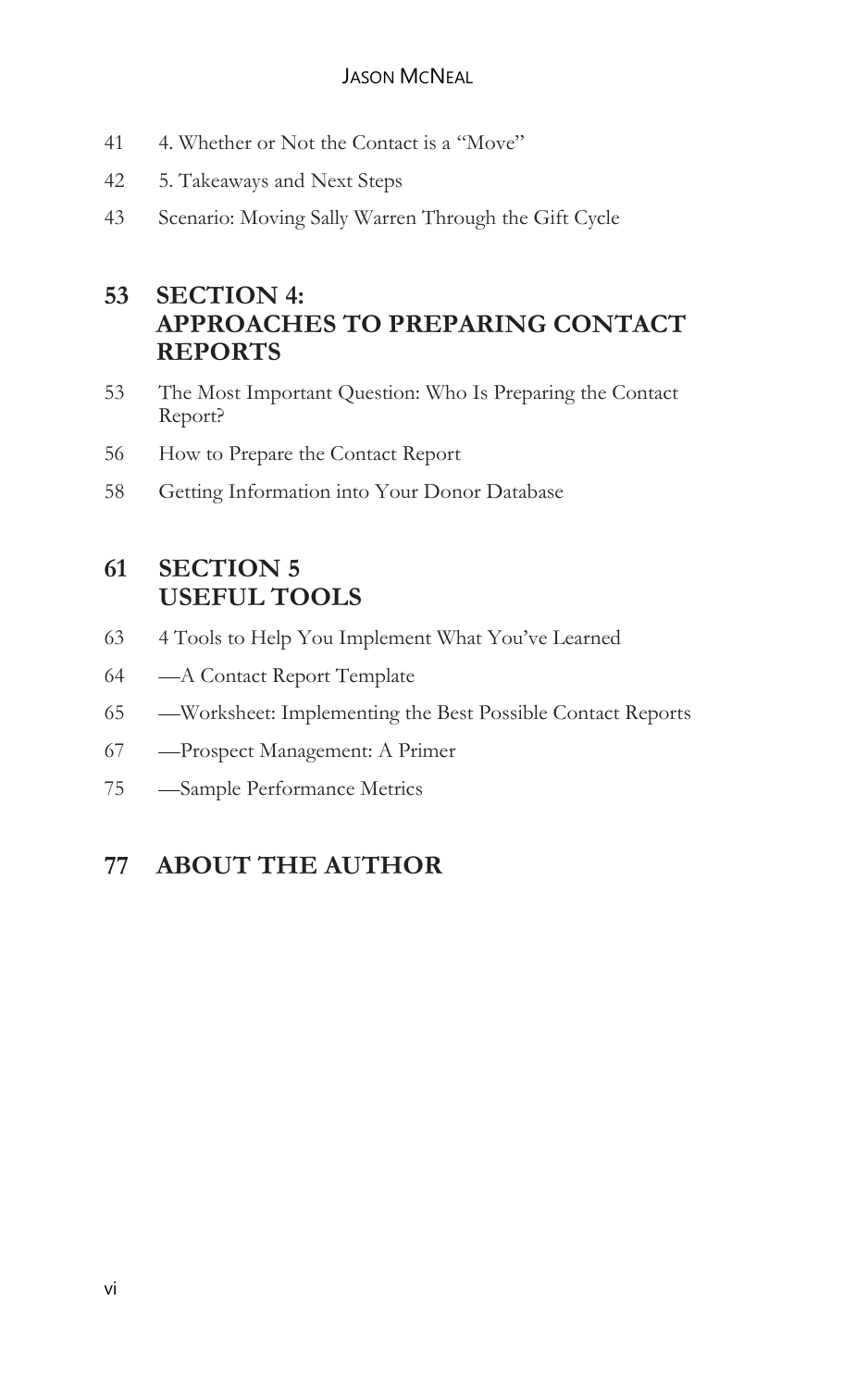41 4. Whether or Not the Contact is a "Move"

42 5. Takeaways and Next Steps

43 Scenario: Moving Sally Warren Through the Gift Cycle

## 53 SECTION 4: APPROACHES TO PREPARING CONTACT REPORTS

53 The Most Important Question: Who Is Preparing the Contact Report?

56 How to Prepare the Contact Report

58 Getting Information into Your Donor Database

## 61 SECTION 5 USEFUL TOOLS

63 4 Tools to Help You Implement What You've Learned

64 —A Contact Report Template

65 —Worksheet: Implementing the Best Possible Contact Reports

67 —Prospect Management: A Primer

75 —Sample Performance Metrics

## 77 ABOUT THE AUTHOR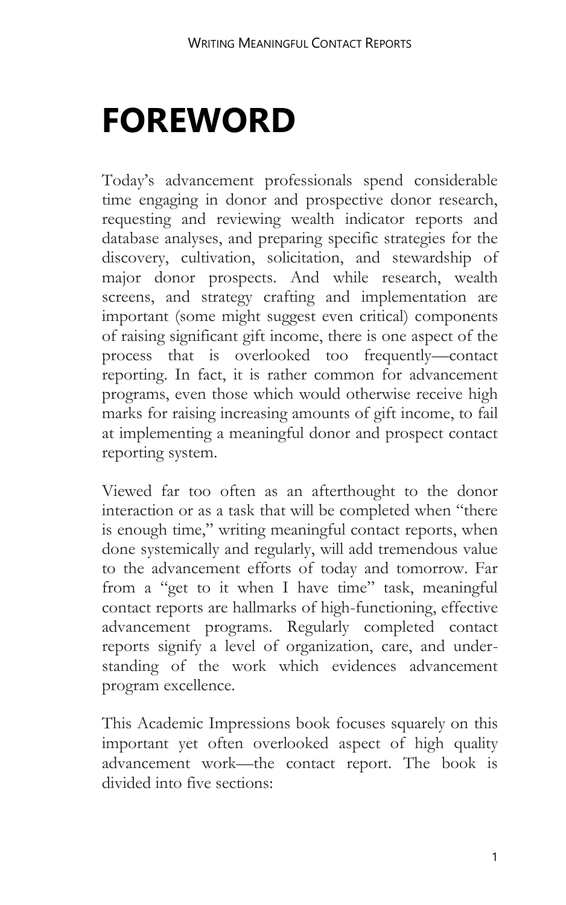# FOREWORD

Today's advancement professionals spend considerable time engaging in donor and prospective donor research, requesting and reviewing wealth indicator reports and database analyses, and preparing specific strategies for the discovery, cultivation, solicitation, and stewardship of major donor prospects. And while research, wealth screens, and strategy crafting and implementation are important (some might suggest even critical) components of raising significant gift income, there is one aspect of the process that is overlooked too frequently—contact reporting. In fact, it is rather common for advancement programs, even those which would otherwise receive high marks for raising increasing amounts of gift income, to fail at implementing a meaningful donor and prospect contact reporting system.

Viewed far too often as an afterthought to the donor interaction or as a task that will be completed when "there is enough time," writing meaningful contact reports, when done systemically and regularly, will add tremendous value to the advancement efforts of today and tomorrow. Far from a "get to it when I have time" task, meaningful contact reports are hallmarks of high-functioning, effective advancement programs. Regularly completed contact reports signify a level of organization, care, and understanding of the work which evidences advancement program excellence.

This Academic Impressions book focuses squarely on this important yet often overlooked aspect of high quality advancement work—the contact report. The book is divided into five sections: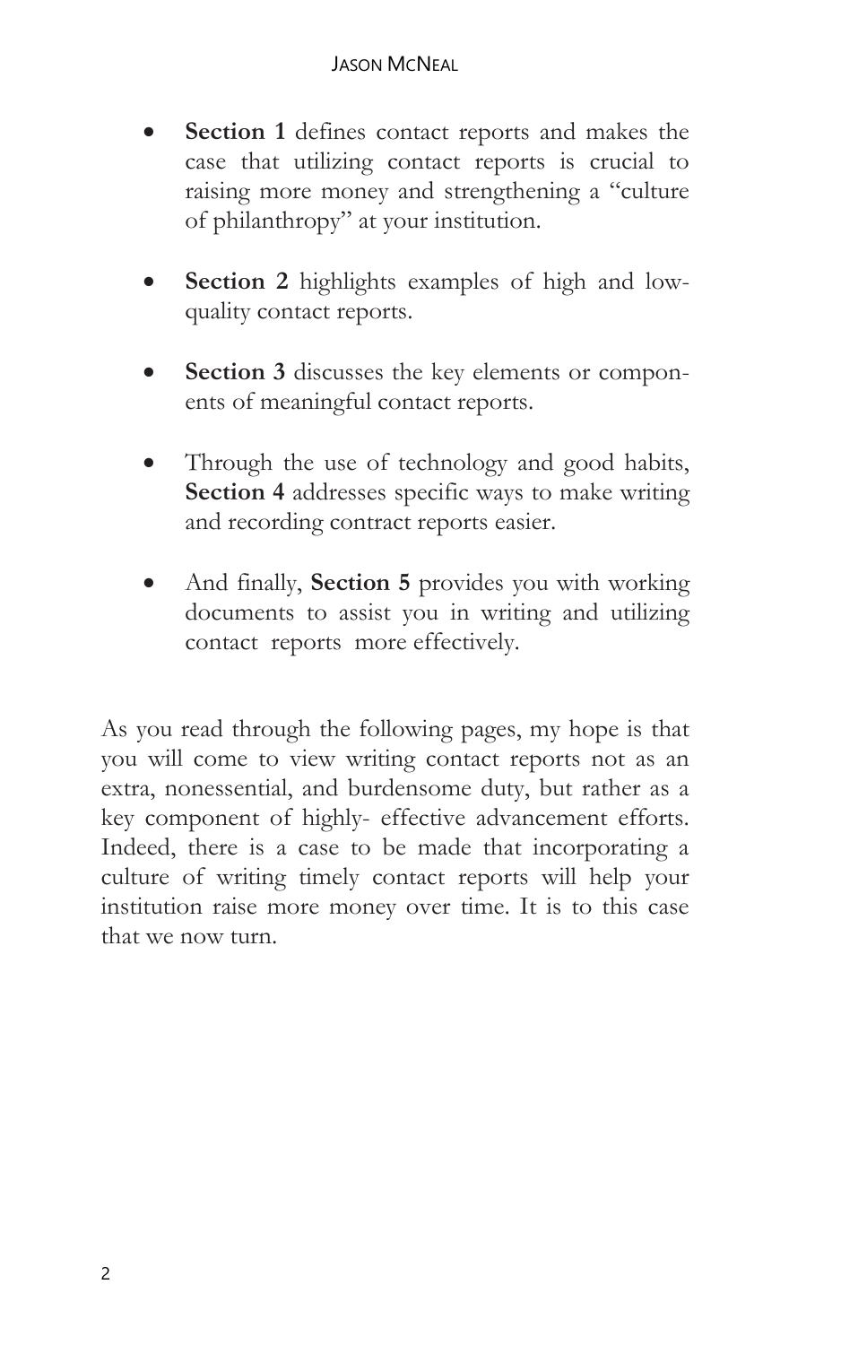- **Section 1** defines contact reports and makes the case that utilizing contact reports is crucial to raising more money and strengthening a "culture of philanthropy" at your institution.

- **Section 2** highlights examples of high and low-quality contact reports.

- **Section 3** discusses the key elements or components of meaningful contact reports.

- Through the use of technology and good habits, **Section 4** addresses specific ways to make writing and recording contract reports easier.

- And finally, **Section 5** provides you with working documents to assist you in writing and utilizing contact reports more effectively.

As you read through the following pages, my hope is that you will come to view writing contact reports not as an extra, nonessential, and burdensome duty, but rather as a key component of highly- effective advancement efforts. Indeed, there is a case to be made that incorporating a culture of writing timely contact reports will help your institution raise more money over time. It is to this case that we now turn.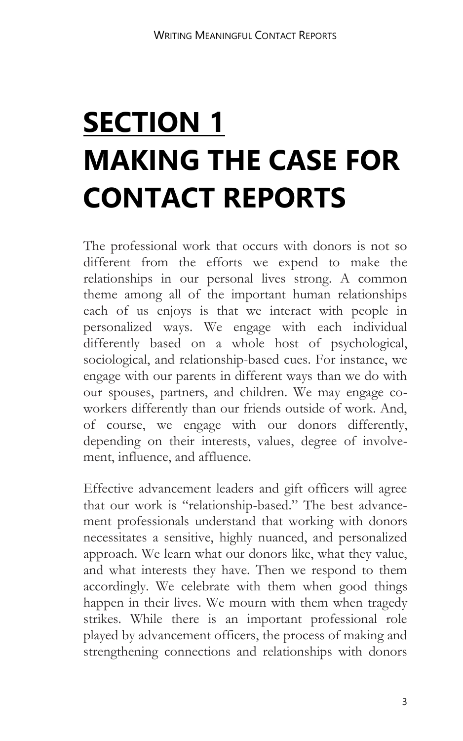# SECTION 1
# MAKING THE CASE FOR CONTACT REPORTS

The professional work that occurs with donors is not so different from the efforts we expend to make the relationships in our personal lives strong. A common theme among all of the important human relationships each of us enjoys is that we interact with people in personalized ways. We engage with each individual differently based on a whole host of psychological, sociological, and relationship-based cues. For instance, we engage with our parents in different ways than we do with our spouses, partners, and children. We may engage co-workers differently than our friends outside of work. And, of course, we engage with our donors differently, depending on their interests, values, degree of involvement, influence, and affluence.

Effective advancement leaders and gift officers will agree that our work is "relationship-based." The best advancement professionals understand that working with donors necessitates a sensitive, highly nuanced, and personalized approach. We learn what our donors like, what they value, and what interests they have. Then we respond to them accordingly. We celebrate with them when good things happen in their lives. We mourn with them when tragedy strikes. While there is an important professional role played by advancement officers, the process of making and strengthening connections and relationships with donors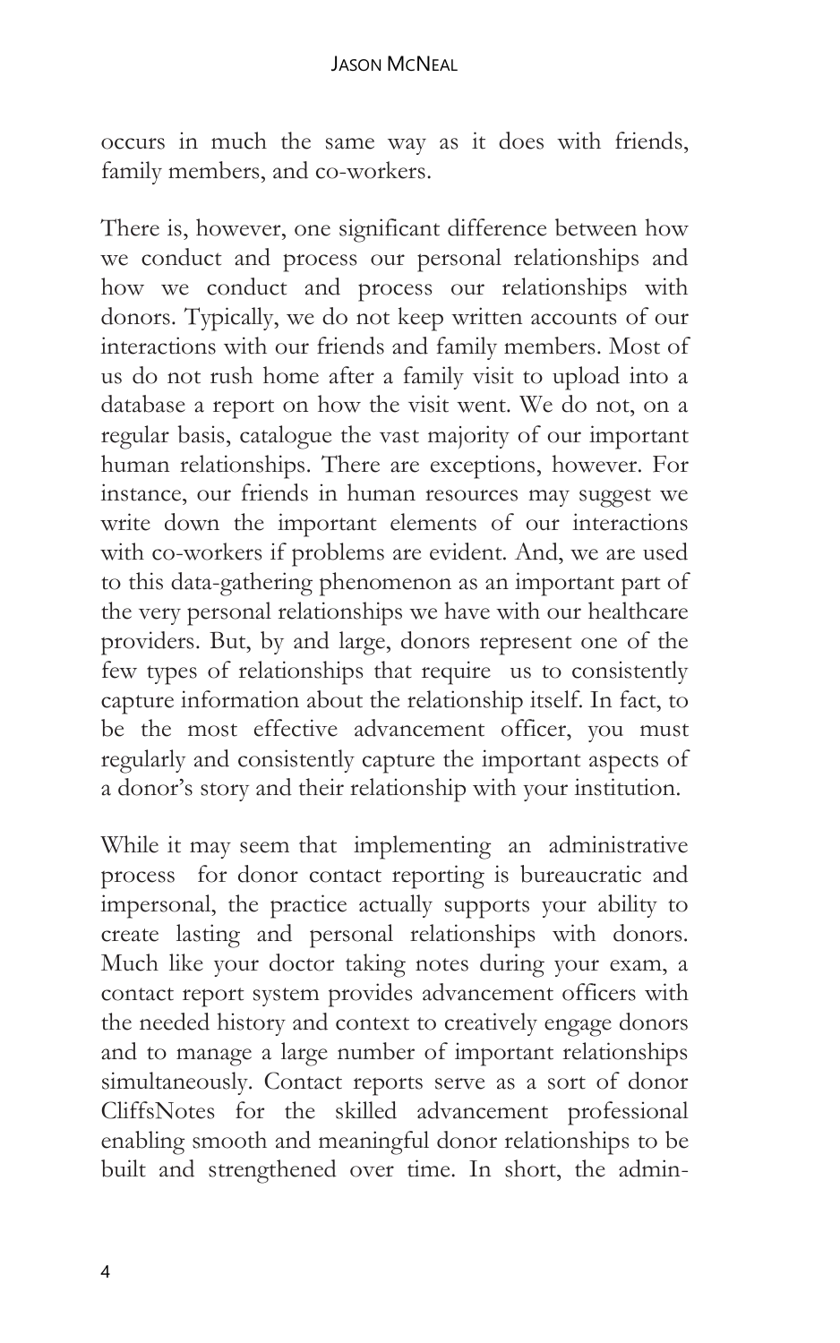occurs in much the same way as it does with friends, family members, and co-workers.

There is, however, one significant difference between how we conduct and process our personal relationships and how we conduct and process our relationships with donors. Typically, we do not keep written accounts of our interactions with our friends and family members. Most of us do not rush home after a family visit to upload into a database a report on how the visit went. We do not, on a regular basis, catalogue the vast majority of our important human relationships. There are exceptions, however. For instance, our friends in human resources may suggest we write down the important elements of our interactions with co-workers if problems are evident. And, we are used to this data-gathering phenomenon as an important part of the very personal relationships we have with our healthcare providers. But, by and large, donors represent one of the few types of relationships that require us to consistently capture information about the relationship itself. In fact, to be the most effective advancement officer, you must regularly and consistently capture the important aspects of a donor's story and their relationship with your institution.

While it may seem that implementing an administrative process for donor contact reporting is bureaucratic and impersonal, the practice actually supports your ability to create lasting and personal relationships with donors. Much like your doctor taking notes during your exam, a contact report system provides advancement officers with the needed history and context to creatively engage donors and to manage a large number of important relationships simultaneously. Contact reports serve as a sort of donor CliffsNotes for the skilled advancement professional enabling smooth and meaningful donor relationships to be built and strengthened over time. In short, the admin-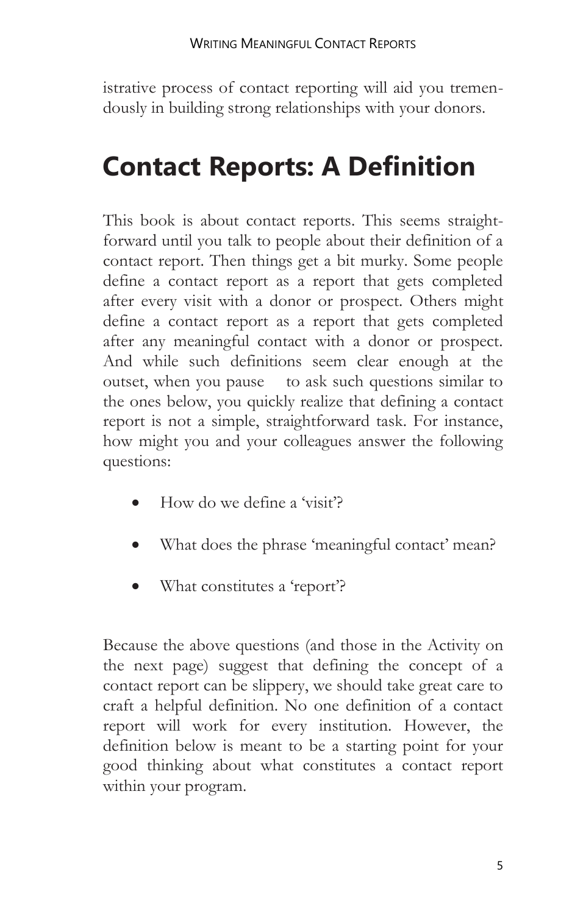istrative process of contact reporting will aid you tremendously in building strong relationships with your donors.

# Contact Reports: A Definition

This book is about contact reports. This seems straightforward until you talk to people about their definition of a contact report. Then things get a bit murky. Some people define a contact report as a report that gets completed after every visit with a donor or prospect. Others might define a contact report as a report that gets completed after any meaningful contact with a donor or prospect. And while such definitions seem clear enough at the outset, when you pause to ask such questions similar to the ones below, you quickly realize that defining a contact report is not a simple, straightforward task. For instance, how might you and your colleagues answer the following questions:

- How do we define a 'visit'?
- What does the phrase 'meaningful contact' mean?
- What constitutes a 'report'?

Because the above questions (and those in the Activity on the next page) suggest that defining the concept of a contact report can be slippery, we should take great care to craft a helpful definition. No one definition of a contact report will work for every institution. However, the definition below is meant to be a starting point for your good thinking about what constitutes a contact report within your program.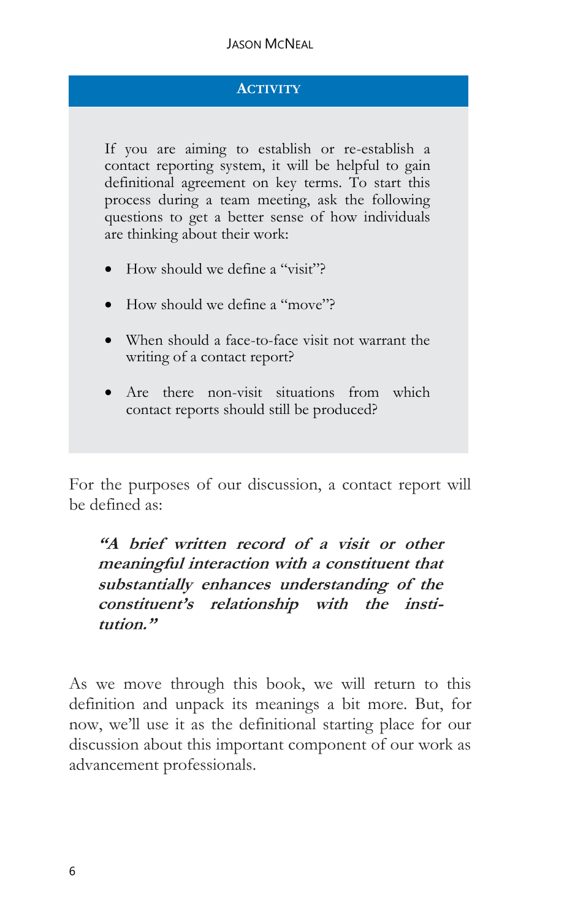**ACTIVITY**

If you are aiming to establish or re-establish a contact reporting system, it will be helpful to gain definitional agreement on key terms. To start this process during a team meeting, ask the following questions to get a better sense of how individuals are thinking about their work:

- How should we define a "visit"?
- How should we define a "move"?
- When should a face-to-face visit not warrant the writing of a contact report?
- Are there non-visit situations from which contact reports should still be produced?

For the purposes of our discussion, a contact report will be defined as:

> ***"A brief written record of a visit or other meaningful interaction with a constituent that substantially enhances understanding of the constituent's relationship with the institution."***

As we move through this book, we will return to this definition and unpack its meanings a bit more. But, for now, we'll use it as the definitional starting place for our discussion about this important component of our work as advancement professionals.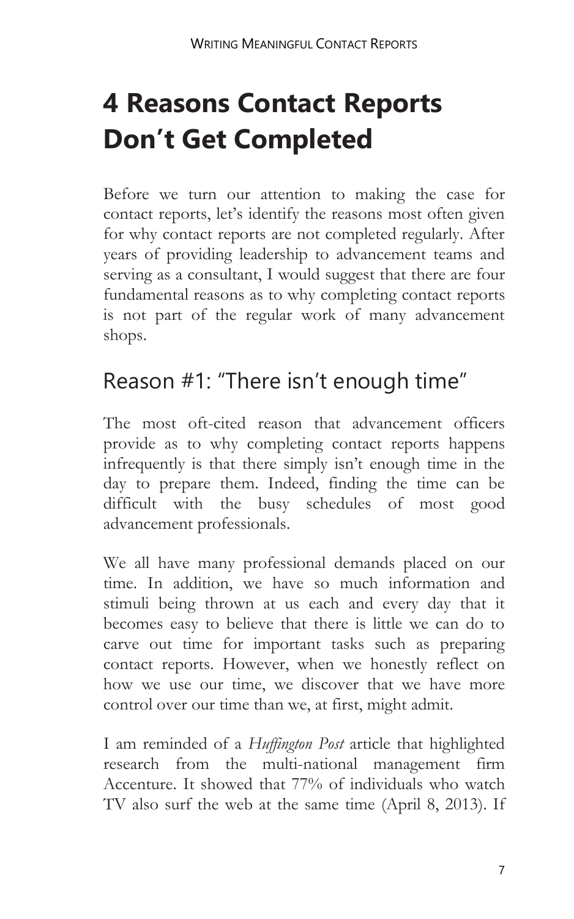# 4 Reasons Contact Reports Don't Get Completed

Before we turn our attention to making the case for contact reports, let's identify the reasons most often given for why contact reports are not completed regularly. After years of providing leadership to advancement teams and serving as a consultant, I would suggest that there are four fundamental reasons as to why completing contact reports is not part of the regular work of many advancement shops.

## Reason #1: "There isn't enough time"

The most oft-cited reason that advancement officers provide as to why completing contact reports happens infrequently is that there simply isn't enough time in the day to prepare them. Indeed, finding the time can be difficult with the busy schedules of most good advancement professionals.

We all have many professional demands placed on our time. In addition, we have so much information and stimuli being thrown at us each and every day that it becomes easy to believe that there is little we can do to carve out time for important tasks such as preparing contact reports. However, when we honestly reflect on how we use our time, we discover that we have more control over our time than we, at first, might admit.

I am reminded of a *Huffington Post* article that highlighted research from the multi-national management firm Accenture. It showed that 77% of individuals who watch TV also surf the web at the same time (April 8, 2013). If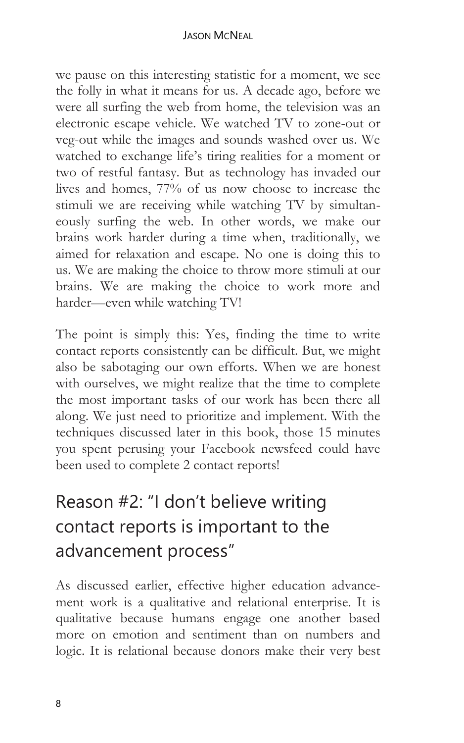we pause on this interesting statistic for a moment, we see the folly in what it means for us. A decade ago, before we were all surfing the web from home, the television was an electronic escape vehicle. We watched TV to zone-out or veg-out while the images and sounds washed over us. We watched to exchange life's tiring realities for a moment or two of restful fantasy. But as technology has invaded our lives and homes, 77% of us now choose to increase the stimuli we are receiving while watching TV by simultaneously surfing the web. In other words, we make our brains work harder during a time when, traditionally, we aimed for relaxation and escape. No one is doing this to us. We are making the choice to throw more stimuli at our brains. We are making the choice to work more and harder—even while watching TV!

The point is simply this: Yes, finding the time to write contact reports consistently can be difficult. But, we might also be sabotaging our own efforts. When we are honest with ourselves, we might realize that the time to complete the most important tasks of our work has been there all along. We just need to prioritize and implement. With the techniques discussed later in this book, those 15 minutes you spent perusing your Facebook newsfeed could have been used to complete 2 contact reports!

## Reason #2: "I don't believe writing contact reports is important to the advancement process"

As discussed earlier, effective higher education advancement work is a qualitative and relational enterprise. It is qualitative because humans engage one another based more on emotion and sentiment than on numbers and logic. It is relational because donors make their very best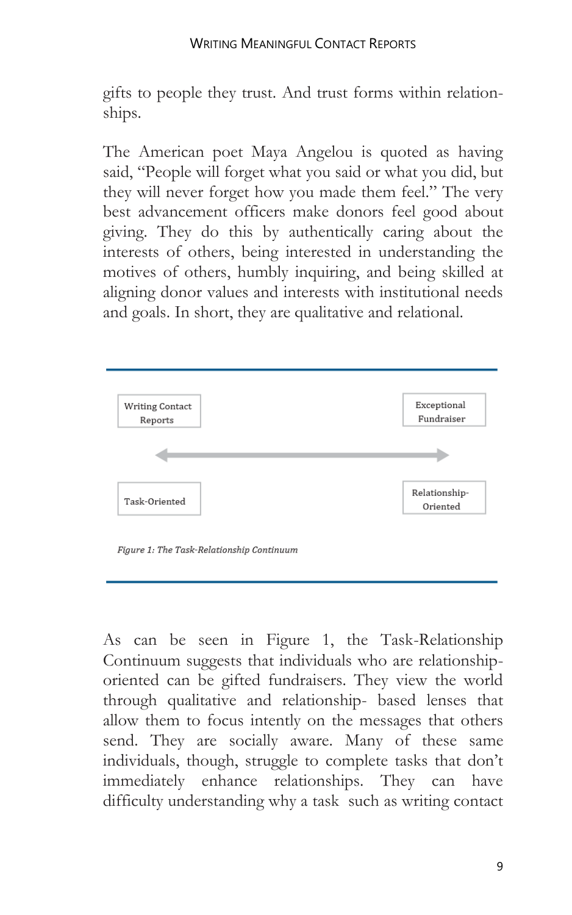gifts to people they trust. And trust forms within relationships.

The American poet Maya Angelou is quoted as having said, "People will forget what you said or what you did, but they will never forget how you made them feel." The very best advancement officers make donors feel good about giving. They do this by authentically caring about the interests of others, being interested in understanding the motives of others, humbly inquiring, and being skilled at aligning donor values and interests with institutional needs and goals. In short, they are qualitative and relational.

| Writing Contact Reports | ⟷ | Exceptional Fundraiser |
| --- | --- | --- |
| Task-Oriented | | Relationship-Oriented |

*Figure 1: The Task-Relationship Continuum*

As can be seen in Figure 1, the Task-Relationship Continuum suggests that individuals who are relationship-oriented can be gifted fundraisers. They view the world through qualitative and relationship- based lenses that allow them to focus intently on the messages that others send. They are socially aware. Many of these same individuals, though, struggle to complete tasks that don't immediately enhance relationships. They can have difficulty understanding why a task such as writing contact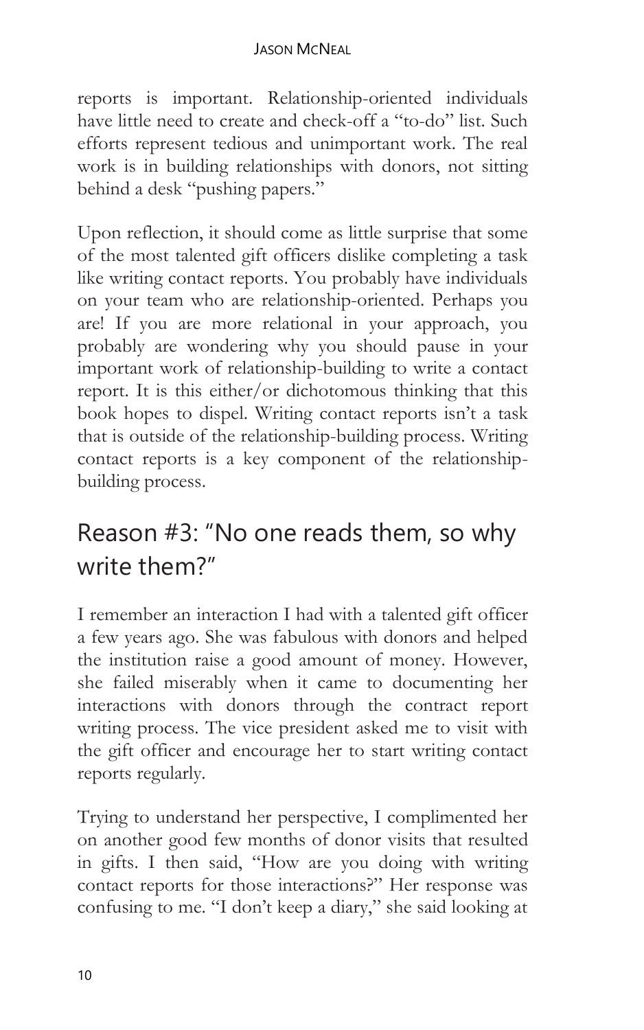reports is important. Relationship-oriented individuals have little need to create and check-off a "to-do" list. Such efforts represent tedious and unimportant work. The real work is in building relationships with donors, not sitting behind a desk "pushing papers."

Upon reflection, it should come as little surprise that some of the most talented gift officers dislike completing a task like writing contact reports. You probably have individuals on your team who are relationship-oriented. Perhaps you are! If you are more relational in your approach, you probably are wondering why you should pause in your important work of relationship-building to write a contact report. It is this either/or dichotomous thinking that this book hopes to dispel. Writing contact reports isn't a task that is outside of the relationship-building process. Writing contact reports is a key component of the relationship-building process.

## Reason #3: "No one reads them, so why write them?"

I remember an interaction I had with a talented gift officer a few years ago. She was fabulous with donors and helped the institution raise a good amount of money. However, she failed miserably when it came to documenting her interactions with donors through the contract report writing process. The vice president asked me to visit with the gift officer and encourage her to start writing contact reports regularly.

Trying to understand her perspective, I complimented her on another good few months of donor visits that resulted in gifts. I then said, "How are you doing with writing contact reports for those interactions?" Her response was confusing to me. "I don't keep a diary," she said looking at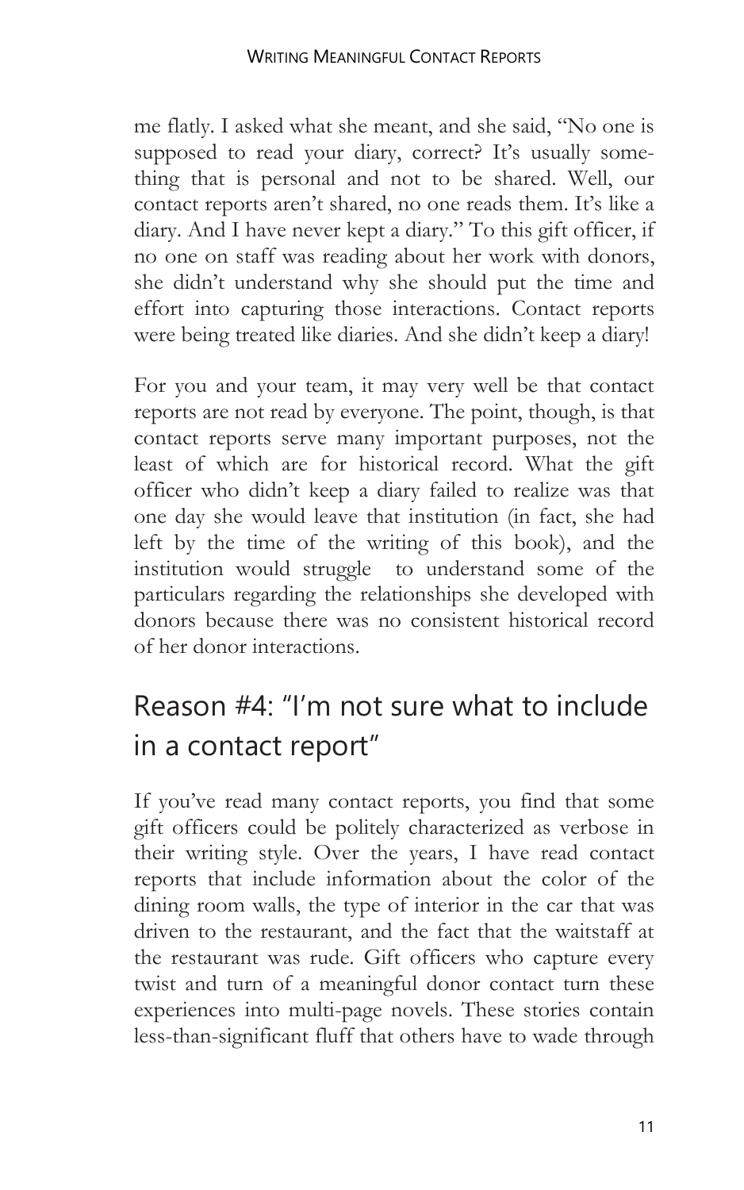me flatly. I asked what she meant, and she said, "No one is supposed to read your diary, correct? It's usually something that is personal and not to be shared. Well, our contact reports aren't shared, no one reads them. It's like a diary. And I have never kept a diary." To this gift officer, if no one on staff was reading about her work with donors, she didn't understand why she should put the time and effort into capturing those interactions. Contact reports were being treated like diaries. And she didn't keep a diary!

For you and your team, it may very well be that contact reports are not read by everyone. The point, though, is that contact reports serve many important purposes, not the least of which are for historical record. What the gift officer who didn't keep a diary failed to realize was that one day she would leave that institution (in fact, she had left by the time of the writing of this book), and the institution would struggle to understand some of the particulars regarding the relationships she developed with donors because there was no consistent historical record of her donor interactions.

## Reason #4: "I'm not sure what to include in a contact report"

If you've read many contact reports, you find that some gift officers could be politely characterized as verbose in their writing style. Over the years, I have read contact reports that include information about the color of the dining room walls, the type of interior in the car that was driven to the restaurant, and the fact that the waitstaff at the restaurant was rude. Gift officers who capture every twist and turn of a meaningful donor contact turn these experiences into multi-page novels. These stories contain less-than-significant fluff that others have to wade through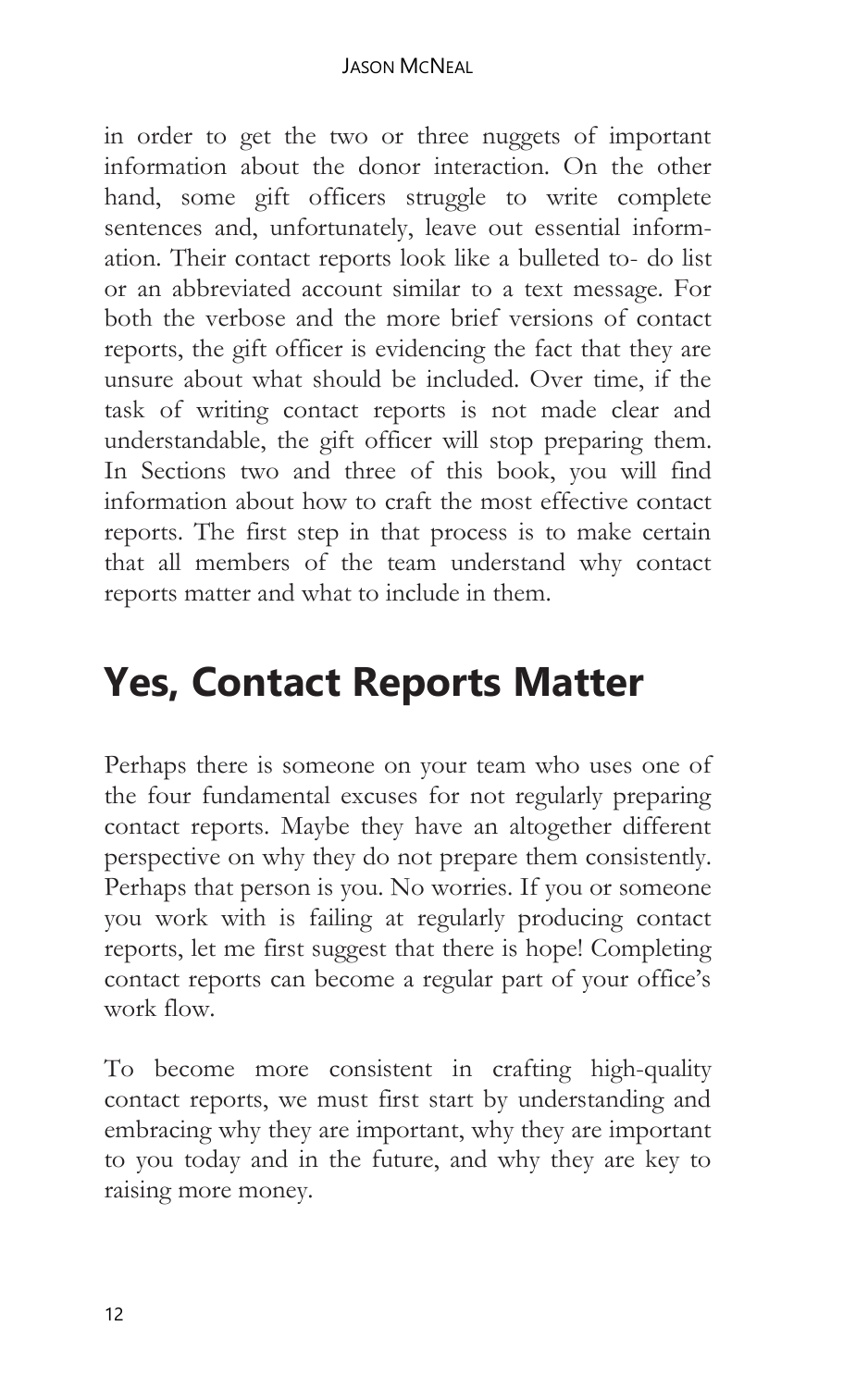in order to get the two or three nuggets of important information about the donor interaction. On the other hand, some gift officers struggle to write complete sentences and, unfortunately, leave out essential information. Their contact reports look like a bulleted to- do list or an abbreviated account similar to a text message. For both the verbose and the more brief versions of contact reports, the gift officer is evidencing the fact that they are unsure about what should be included. Over time, if the task of writing contact reports is not made clear and understandable, the gift officer will stop preparing them. In Sections two and three of this book, you will find information about how to craft the most effective contact reports. The first step in that process is to make certain that all members of the team understand why contact reports matter and what to include in them.

## Yes, Contact Reports Matter

Perhaps there is someone on your team who uses one of the four fundamental excuses for not regularly preparing contact reports. Maybe they have an altogether different perspective on why they do not prepare them consistently. Perhaps that person is you. No worries. If you or someone you work with is failing at regularly producing contact reports, let me first suggest that there is hope! Completing contact reports can become a regular part of your office's work flow.

To become more consistent in crafting high-quality contact reports, we must first start by understanding and embracing why they are important, why they are important to you today and in the future, and why they are key to raising more money.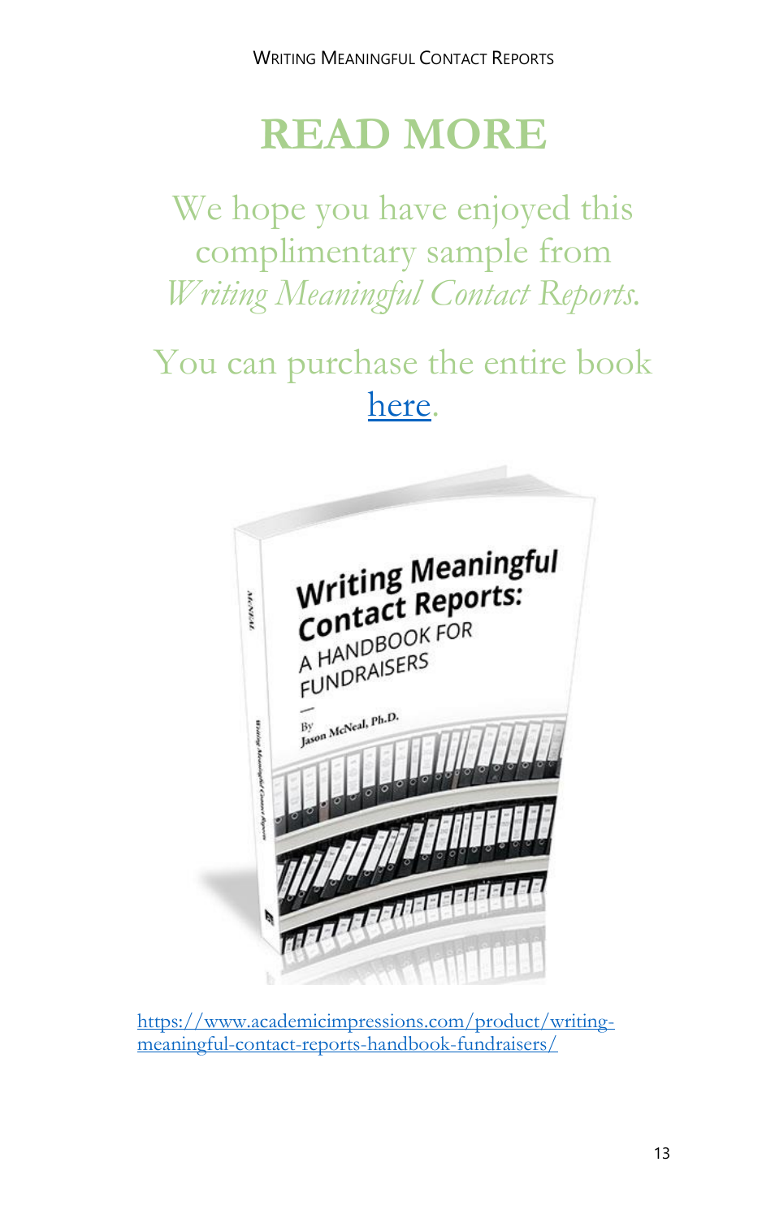# READ MORE

We hope you have enjoyed this complimentary sample from *Writing Meaningful Contact Reports.*

You can purchase the entire book here.

https://www.academicimpressions.com/product/writing-meaningful-contact-reports-handbook-fundraisers/